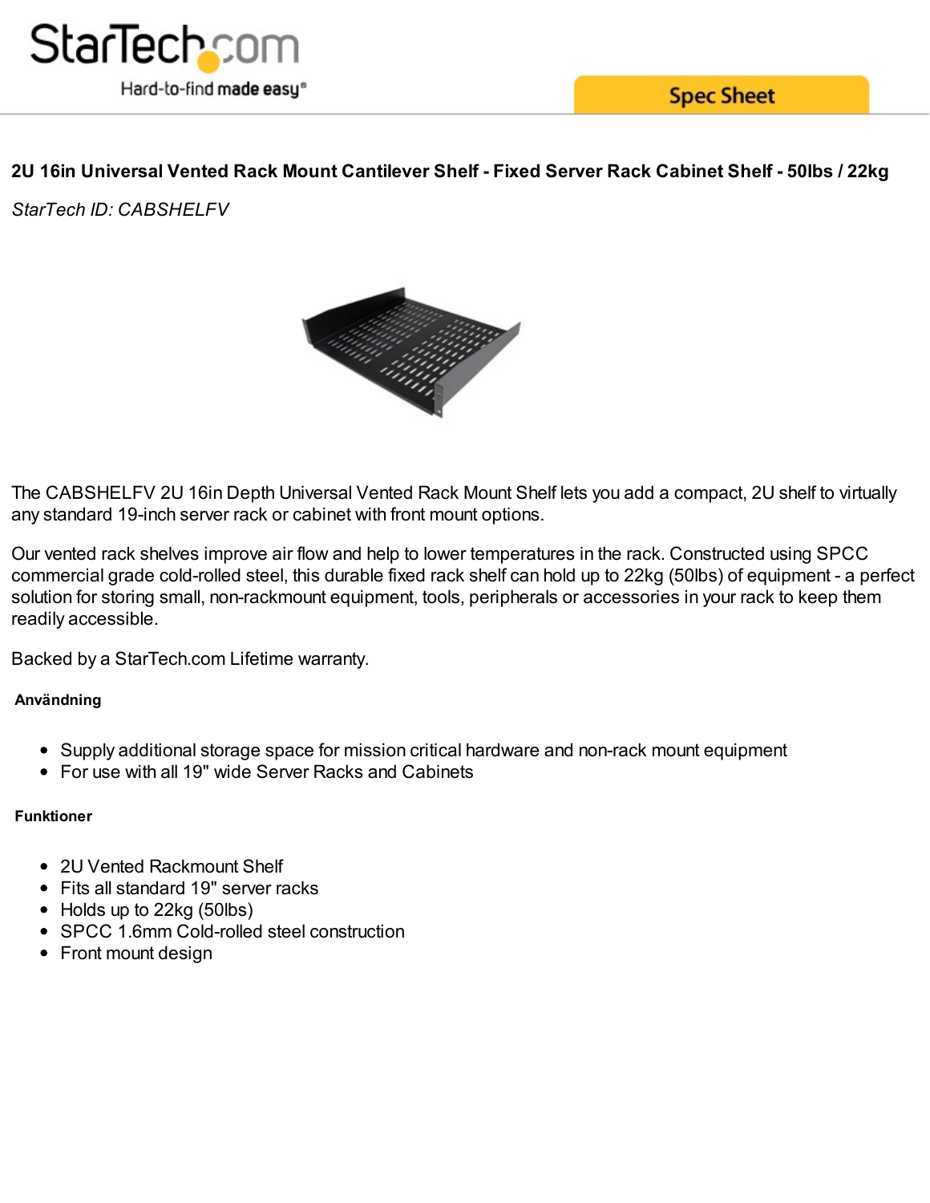# 2U 16in Universal Vented Rack Mount Cantilever Shelf - Fixed Server Rack Cabinet Shelf - 50lbs / 22kg

*StarTech ID: CABSHELFV*

The CABSHELFV 2U 16in Depth Universal Vented Rack Mount Shelf lets you add a compact, 2U shelf to virtually any standard 19-inch server rack or cabinet with front mount options.

Our vented rack shelves improve air flow and help to lower temperatures in the rack. Constructed using SPCC commercial grade cold-rolled steel, this durable fixed rack shelf can hold up to 22kg (50lbs) of equipment - a perfect solution for storing small, non-rackmount equipment, tools, peripherals or accessories in your rack to keep them readily accessible.

Backed by a StarTech.com Lifetime warranty.

**Användning**

- Supply additional storage space for mission critical hardware and non-rack mount equipment
- For use with all 19" wide Server Racks and Cabinets

**Funktioner**

- 2U Vented Rackmount Shelf
- Fits all standard 19" server racks
- Holds up to 22kg (50lbs)
- SPCC 1.6mm Cold-rolled steel construction
- Front mount design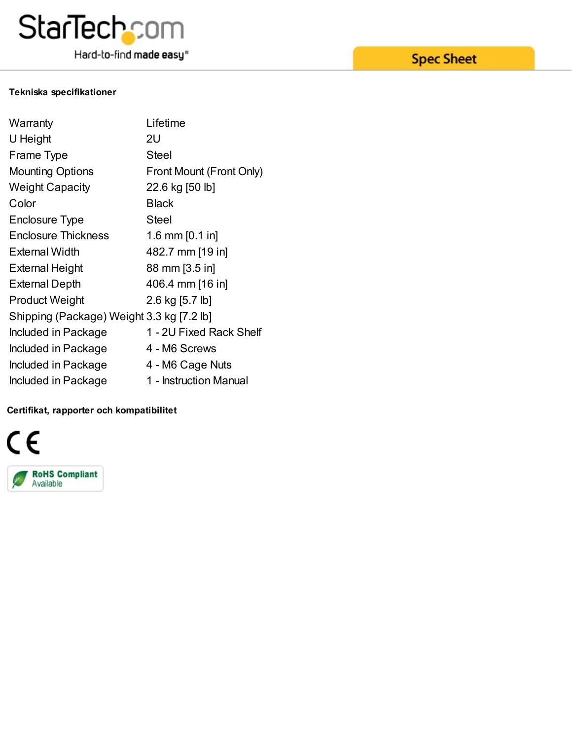**Tekniska specifikationer**

| | |
|---|---|
| Warranty | Lifetime |
| U Height | 2U |
| Frame Type | Steel |
| Mounting Options | Front Mount (Front Only) |
| Weight Capacity | 22.6 kg [50 lb] |
| Color | Black |
| Enclosure Type | Steel |
| Enclosure Thickness | 1.6 mm [0.1 in] |
| External Width | 482.7 mm [19 in] |
| External Height | 88 mm [3.5 in] |
| External Depth | 406.4 mm [16 in] |
| Product Weight | 2.6 kg [5.7 lb] |
| Shipping (Package) Weight | 3.3 kg [7.2 lb] |
| Included in Package | 1 - 2U Fixed Rack Shelf |
| Included in Package | 4 - M6 Screws |
| Included in Package | 4 - M6 Cage Nuts |
| Included in Package | 1 - Instruction Manual |

**Certifikat, rapporter och kompatibilitet**

CE

RoHS Compliant Available